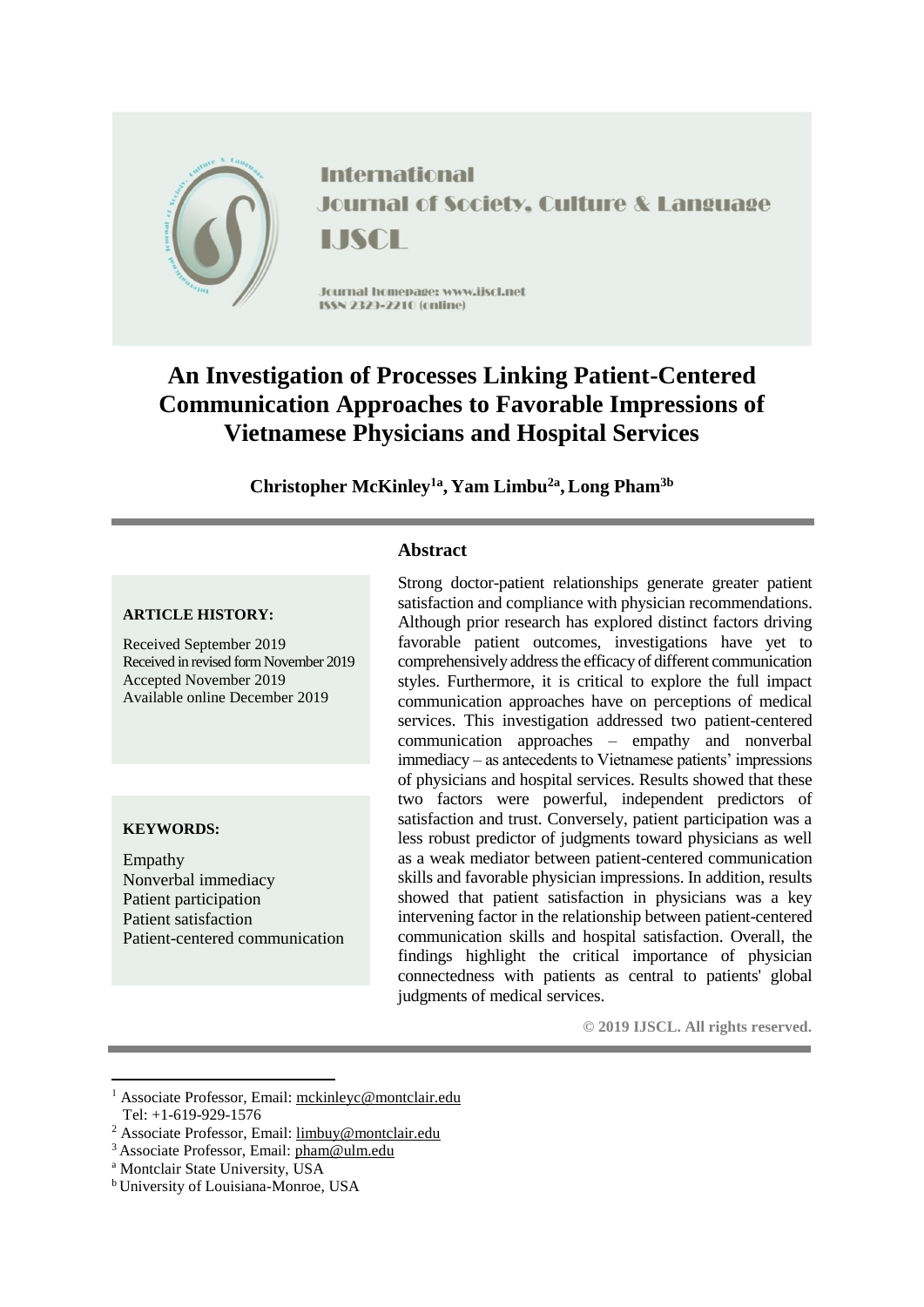International Journal of Society, Culture & Language

IJSCL

Journal homepage: www.ijscl.net

ISSN 2329-2210 (online)

# An Investigation of Processes Linking Patient-Centered Communication Approaches to Favorable Impressions of Vietnamese Physicians and Hospital Services

**Christopher McKinley[1a], Yam Limbu[2a], Long Pham[3b]**

**ARTICLE HISTORY:**

Received September 2019
Received in revised form November 2019
Accepted November 2019
Available online December 2019

**KEYWORDS:**

Empathy
Nonverbal immediacy
Patient participation
Patient satisfaction
Patient-centered communication

## Abstract

Strong doctor-patient relationships generate greater patient satisfaction and compliance with physician recommendations. Although prior research has explored distinct factors driving favorable patient outcomes, investigations have yet to comprehensively address the efficacy of different communication styles. Furthermore, it is critical to explore the full impact communication approaches have on perceptions of medical services. This investigation addressed two patient-centered communication approaches – empathy and nonverbal immediacy – as antecedents to Vietnamese patients' impressions of physicians and hospital services. Results showed that these two factors were powerful, independent predictors of satisfaction and trust. Conversely, patient participation was a less robust predictor of judgments toward physicians as well as a weak mediator between patient-centered communication skills and favorable physician impressions. In addition, results showed that patient satisfaction in physicians was a key intervening factor in the relationship between patient-centered communication skills and hospital satisfaction. Overall, the findings highlight the critical importance of physician connectedness with patients as central to patients' global judgments of medical services.

**© 2019 IJSCL. All rights reserved.**

---

[1] Associate Professor, Email: mckinleyc@montclair.edu
Tel: +1-619-929-1576

[2] Associate Professor, Email: limbuy@montclair.edu

[3] Associate Professor, Email: pham@ulm.edu

[a] Montclair State University, USA

[b] University of Louisiana-Monroe, USA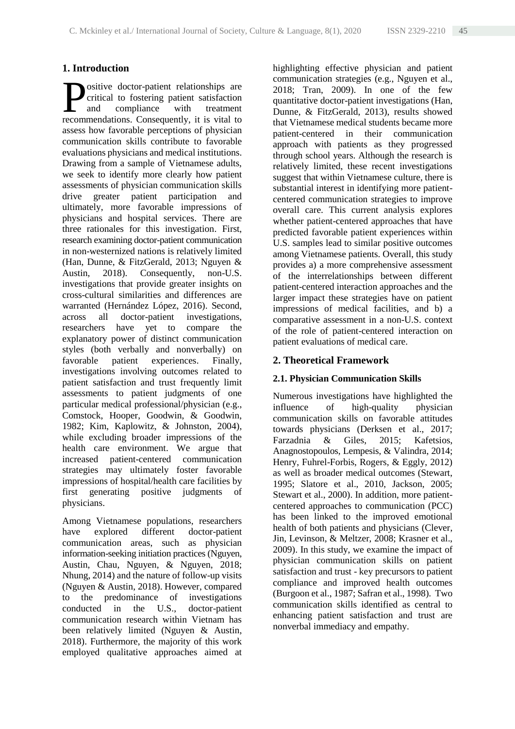## 1. Introduction

Positive doctor-patient relationships are critical to fostering patient satisfaction and compliance with treatment recommendations. Consequently, it is vital to assess how favorable perceptions of physician communication skills contribute to favorable evaluations physicians and medical institutions. Drawing from a sample of Vietnamese adults, we seek to identify more clearly how patient assessments of physician communication skills drive greater patient participation and ultimately, more favorable impressions of physicians and hospital services. There are three rationales for this investigation. First, research examining doctor-patient communication in non-westernized nations is relatively limited (Han, Dunne, & FitzGerald, 2013; Nguyen & Austin, 2018). Consequently, non-U.S. investigations that provide greater insights on cross-cultural similarities and differences are warranted (Hernández López, 2016). Second, across all doctor-patient investigations, researchers have yet to compare the explanatory power of distinct communication styles (both verbally and nonverbally) on favorable patient experiences. Finally, investigations involving outcomes related to patient satisfaction and trust frequently limit assessments to patient judgments of one particular medical professional/physician (e.g., Comstock, Hooper, Goodwin, & Goodwin, 1982; Kim, Kaplowitz, & Johnston, 2004), while excluding broader impressions of the health care environment. We argue that increased patient-centered communication strategies may ultimately foster favorable impressions of hospital/health care facilities by first generating positive judgments of physicians.

Among Vietnamese populations, researchers have explored different doctor-patient communication areas, such as physician information-seeking initiation practices (Nguyen, Austin, Chau, Nguyen, & Nguyen, 2018; Nhung, 2014) and the nature of follow-up visits (Nguyen & Austin, 2018). However, compared to the predominance of investigations conducted in the U.S., doctor-patient communication research within Vietnam has been relatively limited (Nguyen & Austin, 2018). Furthermore, the majority of this work employed qualitative approaches aimed at highlighting effective physician and patient communication strategies (e.g., Nguyen et al., 2018; Tran, 2009). In one of the few quantitative doctor-patient investigations (Han, Dunne, & FitzGerald, 2013), results showed that Vietnamese medical students became more patient-centered in their communication approach with patients as they progressed through school years. Although the research is relatively limited, these recent investigations suggest that within Vietnamese culture, there is substantial interest in identifying more patient-centered communication strategies to improve overall care. This current analysis explores whether patient-centered approaches that have predicted favorable patient experiences within U.S. samples lead to similar positive outcomes among Vietnamese patients. Overall, this study provides a) a more comprehensive assessment of the interrelationships between different patient-centered interaction approaches and the larger impact these strategies have on patient impressions of medical facilities, and b) a comparative assessment in a non-U.S. context of the role of patient-centered interaction on patient evaluations of medical care.

## 2. Theoretical Framework

### 2.1. Physician Communication Skills

Numerous investigations have highlighted the influence of high-quality physician communication skills on favorable attitudes towards physicians (Derksen et al., 2017; Farzadnia & Giles, 2015; Kafetsios, Anagnostopoulos, Lempesis, & Valindra, 2014; Henry, Fuhrel-Forbis, Rogers, & Eggly, 2012) as well as broader medical outcomes (Stewart, 1995; Slatore et al., 2010, Jackson, 2005; Stewart et al., 2000). In addition, more patient-centered approaches to communication (PCC) has been linked to the improved emotional health of both patients and physicians (Clever, Jin, Levinson, & Meltzer, 2008; Krasner et al., 2009). In this study, we examine the impact of physician communication skills on patient satisfaction and trust - key precursors to patient compliance and improved health outcomes (Burgoon et al., 1987; Safran et al., 1998). Two communication skills identified as central to enhancing patient satisfaction and trust are nonverbal immediacy and empathy.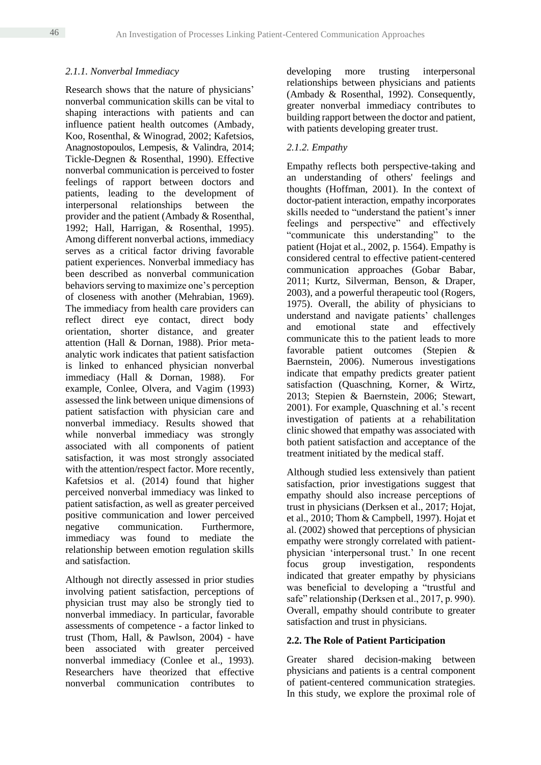### *2.1.1. Nonverbal Immediacy*

Research shows that the nature of physicians' nonverbal communication skills can be vital to shaping interactions with patients and can influence patient health outcomes (Ambady, Koo, Rosenthal, & Winograd, 2002; Kafetsios, Anagnostopoulos, Lempesis, & Valindra, 2014; Tickle-Degnen & Rosenthal, 1990). Effective nonverbal communication is perceived to foster feelings of rapport between doctors and patients, leading to the development of interpersonal relationships between the provider and the patient (Ambady & Rosenthal, 1992; Hall, Harrigan, & Rosenthal, 1995). Among different nonverbal actions, immediacy serves as a critical factor driving favorable patient experiences. Nonverbal immediacy has been described as nonverbal communication behaviors serving to maximize one's perception of closeness with another (Mehrabian, 1969). The immediacy from health care providers can reflect direct eye contact, direct body orientation, shorter distance, and greater attention (Hall & Dornan, 1988). Prior meta-analytic work indicates that patient satisfaction is linked to enhanced physician nonverbal immediacy (Hall & Dornan, 1988). For example, Conlee, Olvera, and Vagim (1993) assessed the link between unique dimensions of patient satisfaction with physician care and nonverbal immediacy. Results showed that while nonverbal immediacy was strongly associated with all components of patient satisfaction, it was most strongly associated with the attention/respect factor. More recently, Kafetsios et al. (2014) found that higher perceived nonverbal immediacy was linked to patient satisfaction, as well as greater perceived positive communication and lower perceived negative communication. Furthermore, immediacy was found to mediate the relationship between emotion regulation skills and satisfaction.

Although not directly assessed in prior studies involving patient satisfaction, perceptions of physician trust may also be strongly tied to nonverbal immediacy. In particular, favorable assessments of competence - a factor linked to trust (Thom, Hall, & Pawlson, 2004) - have been associated with greater perceived nonverbal immediacy (Conlee et al., 1993). Researchers have theorized that effective nonverbal communication contributes to developing more trusting interpersonal relationships between physicians and patients (Ambady & Rosenthal, 1992). Consequently, greater nonverbal immediacy contributes to building rapport between the doctor and patient, with patients developing greater trust.

### *2.1.2. Empathy*

Empathy reflects both perspective-taking and an understanding of others' feelings and thoughts (Hoffman, 2001). In the context of doctor-patient interaction, empathy incorporates skills needed to "understand the patient's inner feelings and perspective" and effectively "communicate this understanding" to the patient (Hojat et al., 2002, p. 1564). Empathy is considered central to effective patient-centered communication approaches (Gobar Babar, 2011; Kurtz, Silverman, Benson, & Draper, 2003), and a powerful therapeutic tool (Rogers, 1975). Overall, the ability of physicians to understand and navigate patients' challenges and emotional state and effectively communicate this to the patient leads to more favorable patient outcomes (Stepien & Baernstein, 2006). Numerous investigations indicate that empathy predicts greater patient satisfaction (Quaschning, Korner, & Wirtz, 2013; Stepien & Baernstein, 2006; Stewart, 2001). For example, Quaschning et al.'s recent investigation of patients at a rehabilitation clinic showed that empathy was associated with both patient satisfaction and acceptance of the treatment initiated by the medical staff.

Although studied less extensively than patient satisfaction, prior investigations suggest that empathy should also increase perceptions of trust in physicians (Derksen et al., 2017; Hojat, et al., 2010; Thom & Campbell, 1997). Hojat et al. (2002) showed that perceptions of physician empathy were strongly correlated with patient-physician 'interpersonal trust.' In one recent focus group investigation, respondents indicated that greater empathy by physicians was beneficial to developing a "trustful and safe" relationship (Derksen et al., 2017, p. 990). Overall, empathy should contribute to greater satisfaction and trust in physicians.

## **2.2. The Role of Patient Participation**

Greater shared decision-making between physicians and patients is a central component of patient-centered communication strategies. In this study, we explore the proximal role of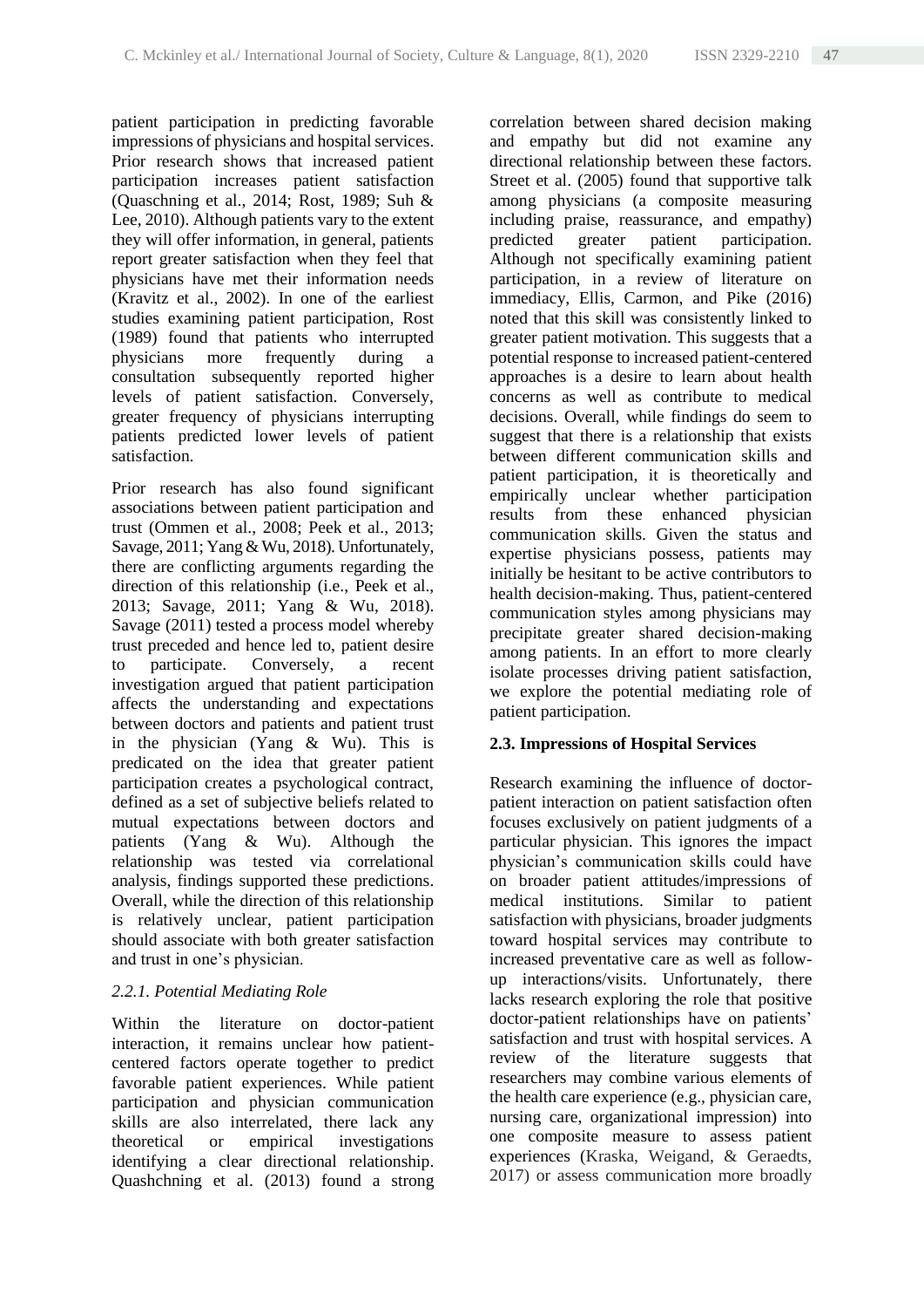patient participation in predicting favorable impressions of physicians and hospital services. Prior research shows that increased patient participation increases patient satisfaction (Quaschning et al., 2014; Rost, 1989; Suh & Lee, 2010). Although patients vary to the extent they will offer information, in general, patients report greater satisfaction when they feel that physicians have met their information needs (Kravitz et al., 2002). In one of the earliest studies examining patient participation, Rost (1989) found that patients who interrupted physicians more frequently during a consultation subsequently reported higher levels of patient satisfaction. Conversely, greater frequency of physicians interrupting patients predicted lower levels of patient satisfaction.

Prior research has also found significant associations between patient participation and trust (Ommen et al., 2008; Peek et al., 2013; Savage, 2011; Yang & Wu, 2018). Unfortunately, there are conflicting arguments regarding the direction of this relationship (i.e., Peek et al., 2013; Savage, 2011; Yang & Wu, 2018). Savage (2011) tested a process model whereby trust preceded and hence led to, patient desire to participate. Conversely, a recent investigation argued that patient participation affects the understanding and expectations between doctors and patients and patient trust in the physician (Yang & Wu). This is predicated on the idea that greater patient participation creates a psychological contract, defined as a set of subjective beliefs related to mutual expectations between doctors and patients (Yang & Wu). Although the relationship was tested via correlational analysis, findings supported these predictions. Overall, while the direction of this relationship is relatively unclear, patient participation should associate with both greater satisfaction and trust in one's physician.

#### *2.2.1. Potential Mediating Role*

Within the literature on doctor-patient interaction, it remains unclear how patient-centered factors operate together to predict favorable patient experiences. While patient participation and physician communication skills are also interrelated, there lack any theoretical or empirical investigations identifying a clear directional relationship. Quashchning et al. (2013) found a strong correlation between shared decision making and empathy but did not examine any directional relationship between these factors. Street et al. (2005) found that supportive talk among physicians (a composite measuring including praise, reassurance, and empathy) predicted greater patient participation. Although not specifically examining patient participation, in a review of literature on immediacy, Ellis, Carmon, and Pike (2016) noted that this skill was consistently linked to greater patient motivation. This suggests that a potential response to increased patient-centered approaches is a desire to learn about health concerns as well as contribute to medical decisions. Overall, while findings do seem to suggest that there is a relationship that exists between different communication skills and patient participation, it is theoretically and empirically unclear whether participation results from these enhanced physician communication skills. Given the status and expertise physicians possess, patients may initially be hesitant to be active contributors to health decision-making. Thus, patient-centered communication styles among physicians may precipitate greater shared decision-making among patients. In an effort to more clearly isolate processes driving patient satisfaction, we explore the potential mediating role of patient participation.

### 2.3. Impressions of Hospital Services

Research examining the influence of doctor-patient interaction on patient satisfaction often focuses exclusively on patient judgments of a particular physician. This ignores the impact physician's communication skills could have on broader patient attitudes/impressions of medical institutions. Similar to patient satisfaction with physicians, broader judgments toward hospital services may contribute to increased preventative care as well as follow-up interactions/visits. Unfortunately, there lacks research exploring the role that positive doctor-patient relationships have on patients' satisfaction and trust with hospital services. A review of the literature suggests that researchers may combine various elements of the health care experience (e.g., physician care, nursing care, organizational impression) into one composite measure to assess patient experiences (Kraska, Weigand, & Geraedts, 2017) or assess communication more broadly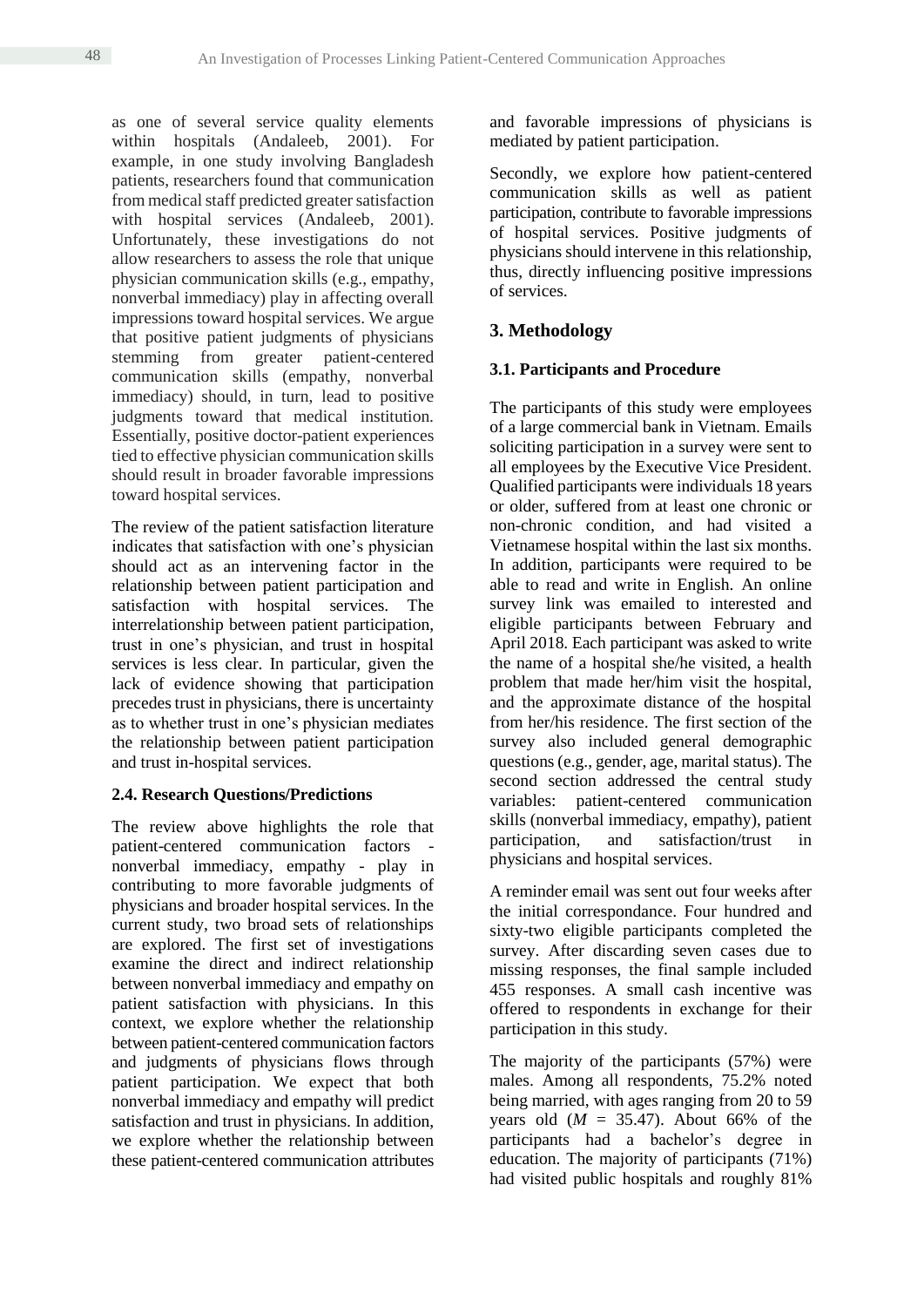as one of several service quality elements within hospitals (Andaleeb, 2001). For example, in one study involving Bangladesh patients, researchers found that communication from medical staff predicted greater satisfaction with hospital services (Andaleeb, 2001). Unfortunately, these investigations do not allow researchers to assess the role that unique physician communication skills (e.g., empathy, nonverbal immediacy) play in affecting overall impressions toward hospital services. We argue that positive patient judgments of physicians stemming from greater patient-centered communication skills (empathy, nonverbal immediacy) should, in turn, lead to positive judgments toward that medical institution. Essentially, positive doctor-patient experiences tied to effective physician communication skills should result in broader favorable impressions toward hospital services.

The review of the patient satisfaction literature indicates that satisfaction with one's physician should act as an intervening factor in the relationship between patient participation and satisfaction with hospital services. The interrelationship between patient participation, trust in one's physician, and trust in hospital services is less clear. In particular, given the lack of evidence showing that participation precedes trust in physicians, there is uncertainty as to whether trust in one's physician mediates the relationship between patient participation and trust in-hospital services.

### 2.4. Research Questions/Predictions

The review above highlights the role that patient-centered communication factors - nonverbal immediacy, empathy - play in contributing to more favorable judgments of physicians and broader hospital services. In the current study, two broad sets of relationships are explored. The first set of investigations examine the direct and indirect relationship between nonverbal immediacy and empathy on patient satisfaction with physicians. In this context, we explore whether the relationship between patient-centered communication factors and judgments of physicians flows through patient participation. We expect that both nonverbal immediacy and empathy will predict satisfaction and trust in physicians. In addition, we explore whether the relationship between these patient-centered communication attributes and favorable impressions of physicians is mediated by patient participation.

Secondly, we explore how patient-centered communication skills as well as patient participation, contribute to favorable impressions of hospital services. Positive judgments of physicians should intervene in this relationship, thus, directly influencing positive impressions of services.

## 3. Methodology

### 3.1. Participants and Procedure

The participants of this study were employees of a large commercial bank in Vietnam. Emails soliciting participation in a survey were sent to all employees by the Executive Vice President. Qualified participants were individuals 18 years or older, suffered from at least one chronic or non-chronic condition, and had visited a Vietnamese hospital within the last six months. In addition, participants were required to be able to read and write in English. An online survey link was emailed to interested and eligible participants between February and April 2018. Each participant was asked to write the name of a hospital she/he visited, a health problem that made her/him visit the hospital, and the approximate distance of the hospital from her/his residence. The first section of the survey also included general demographic questions (e.g., gender, age, marital status). The second section addressed the central study variables: patient-centered communication skills (nonverbal immediacy, empathy), patient participation, and satisfaction/trust in physicians and hospital services.

A reminder email was sent out four weeks after the initial correspondance. Four hundred and sixty-two eligible participants completed the survey. After discarding seven cases due to missing responses, the final sample included 455 responses. A small cash incentive was offered to respondents in exchange for their participation in this study.

The majority of the participants (57%) were males. Among all respondents, 75.2% noted being married, with ages ranging from 20 to 59 years old ($M$ = 35.47). About 66% of the participants had a bachelor's degree in education. The majority of participants (71%) had visited public hospitals and roughly 81%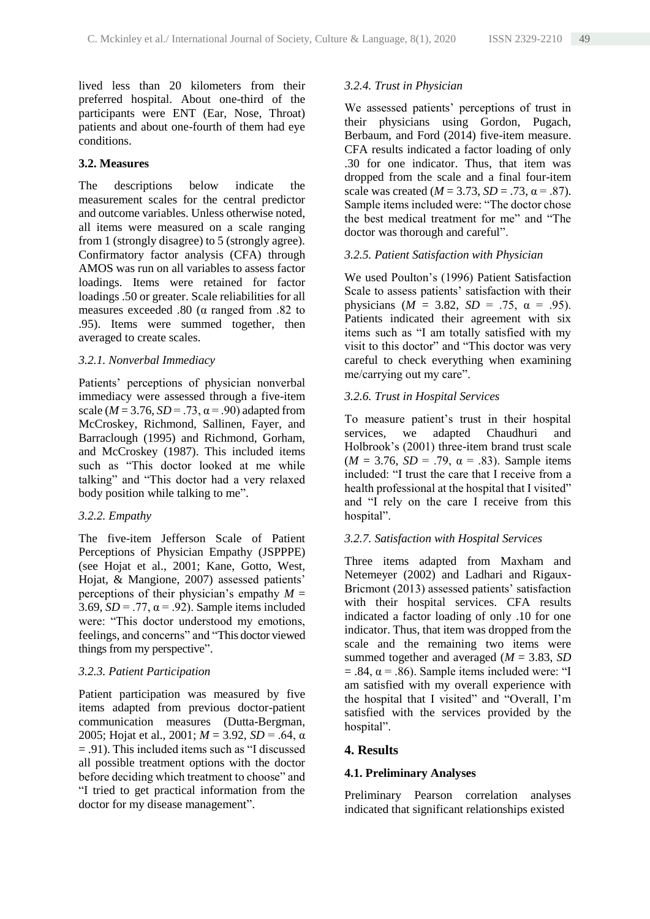lived less than 20 kilometers from their preferred hospital. About one-third of the participants were ENT (Ear, Nose, Throat) patients and about one-fourth of them had eye conditions.

### 3.2. Measures

The descriptions below indicate the measurement scales for the central predictor and outcome variables. Unless otherwise noted, all items were measured on a scale ranging from 1 (strongly disagree) to 5 (strongly agree). Confirmatory factor analysis (CFA) through AMOS was run on all variables to assess factor loadings. Items were retained for factor loadings .50 or greater. Scale reliabilities for all measures exceeded .80 (α ranged from .82 to .95). Items were summed together, then averaged to create scales.

#### *3.2.1. Nonverbal Immediacy*

Patients' perceptions of physician nonverbal immediacy were assessed through a five-item scale ($M$ = 3.76, $SD$ = .73, α = .90) adapted from McCroskey, Richmond, Sallinen, Fayer, and Barraclough (1995) and Richmond, Gorham, and McCroskey (1987). This included items such as "This doctor looked at me while talking" and "This doctor had a very relaxed body position while talking to me".

#### *3.2.2. Empathy*

The five-item Jefferson Scale of Patient Perceptions of Physician Empathy (JSPPPE) (see Hojat et al., 2001; Kane, Gotto, West, Hojat, & Mangione, 2007) assessed patients' perceptions of their physician's empathy $M$ = 3.69, $SD$ = .77, α = .92). Sample items included were: "This doctor understood my emotions, feelings, and concerns" and "This doctor viewed things from my perspective".

#### *3.2.3. Patient Participation*

Patient participation was measured by five items adapted from previous doctor-patient communication measures (Dutta-Bergman, 2005; Hojat et al., 2001; $M$ = 3.92, $SD$ = .64, α = .91). This included items such as "I discussed all possible treatment options with the doctor before deciding which treatment to choose" and "I tried to get practical information from the doctor for my disease management".

#### *3.2.4. Trust in Physician*

We assessed patients' perceptions of trust in their physicians using Gordon, Pugach, Berbaum, and Ford (2014) five-item measure. CFA results indicated a factor loading of only .30 for one indicator. Thus, that item was dropped from the scale and a final four-item scale was created ($M$ = 3.73, $SD$ = .73, α = .87). Sample items included were: "The doctor chose the best medical treatment for me" and "The doctor was thorough and careful".

#### *3.2.5. Patient Satisfaction with Physician*

We used Poulton's (1996) Patient Satisfaction Scale to assess patients' satisfaction with their physicians ($M$ = 3.82, $SD$ = .75, α = .95). Patients indicated their agreement with six items such as "I am totally satisfied with my visit to this doctor" and "This doctor was very careful to check everything when examining me/carrying out my care".

#### *3.2.6. Trust in Hospital Services*

To measure patient's trust in their hospital services, we adapted Chaudhuri and Holbrook's (2001) three-item brand trust scale ($M$ = 3.76, $SD$ = .79, α = .83). Sample items included: "I trust the care that I receive from a health professional at the hospital that I visited" and "I rely on the care I receive from this hospital".

#### *3.2.7. Satisfaction with Hospital Services*

Three items adapted from Maxham and Netemeyer (2002) and Ladhari and Rigaux-Bricmont (2013) assessed patients' satisfaction with their hospital services. CFA results indicated a factor loading of only .10 for one indicator. Thus, that item was dropped from the scale and the remaining two items were summed together and averaged ($M$ = 3.83, $SD$ = .84, α = .86). Sample items included were: "I am satisfied with my overall experience with the hospital that I visited" and "Overall, I'm satisfied with the services provided by the hospital".

## 4. Results

### 4.1. Preliminary Analyses

Preliminary Pearson correlation analyses indicated that significant relationships existed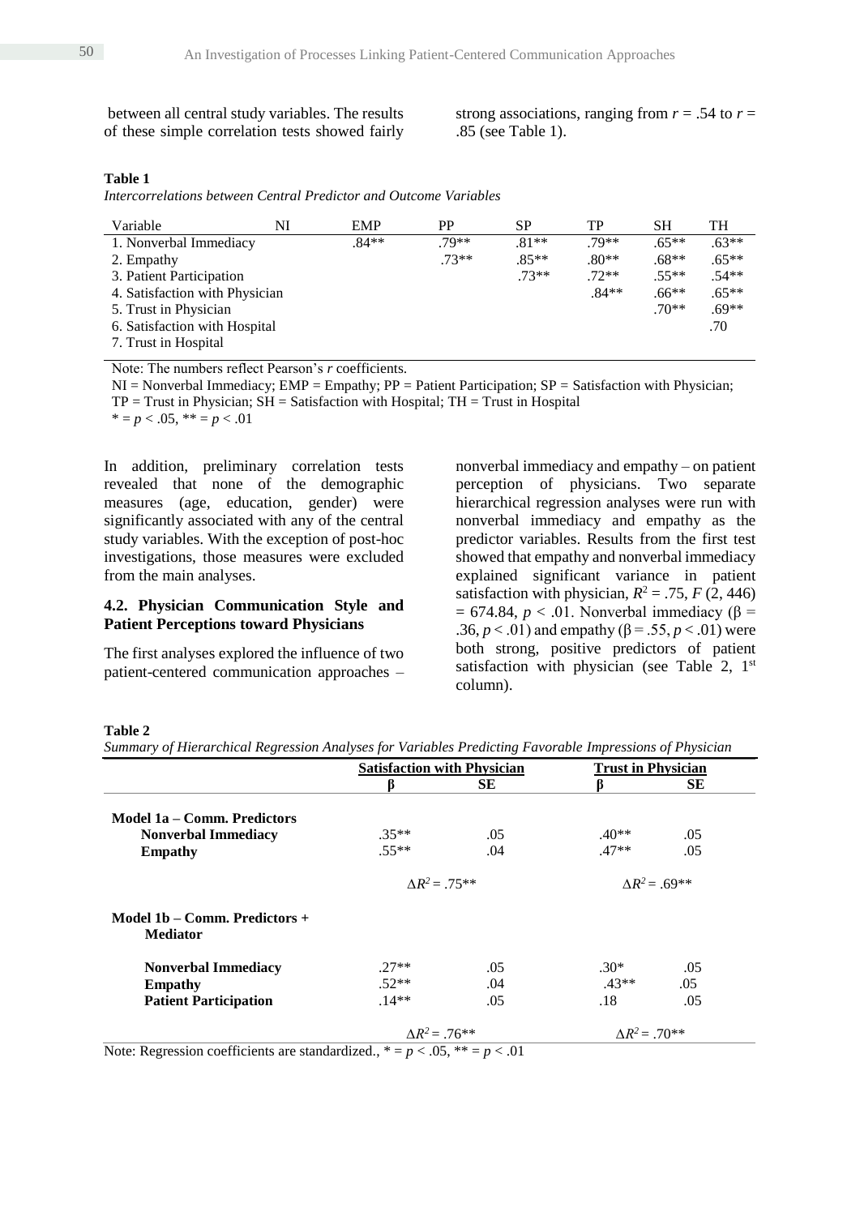between all central study variables. The results of these simple correlation tests showed fairly strong associations, ranging from $r = .54$ to $r = .85$ (see Table 1).

**Table 1**

*Intercorrelations between Central Predictor and Outcome Variables*

| Variable | NI | EMP | PP | SP | TP | SH | TH |
|---|---|---|---|---|---|---|---|
| 1. Nonverbal Immediacy | | .84** | .79** | .81** | .79** | .65** | .63** |
| 2. Empathy | | | .73** | .85** | .80** | .68** | .65** |
| 3. Patient Participation | | | | .73** | .72** | .55** | .54** |
| 4. Satisfaction with Physician | | | | | .84** | .66** | .65** |
| 5. Trust in Physician | | | | | | .70** | .69** |
| 6. Satisfaction with Hospital | | | | | | | .70 |
| 7. Trust in Hospital | | | | | | | |

Note: The numbers reflect Pearson's *r* coefficients.

NI = Nonverbal Immediacy; EMP = Empathy; PP = Patient Participation; SP = Satisfaction with Physician; TP = Trust in Physician; SH = Satisfaction with Hospital; TH = Trust in Hospital

\* = $p < .05$, ** = $p < .01$

In addition, preliminary correlation tests revealed that none of the demographic measures (age, education, gender) were significantly associated with any of the central study variables. With the exception of post-hoc investigations, those measures were excluded from the main analyses.

### 4.2. Physician Communication Style and Patient Perceptions toward Physicians

The first analyses explored the influence of two patient-centered communication approaches – nonverbal immediacy and empathy – on patient perception of physicians. Two separate hierarchical regression analyses were run with nonverbal immediacy and empathy as the predictor variables. Results from the first test showed that empathy and nonverbal immediacy explained significant variance in patient satisfaction with physician, $R^2 = .75$, $F(2, 446) = 674.84$, $p < .01$. Nonverbal immediacy ($\beta = .36$, $p < .01$) and empathy ($\beta = .55$, $p < .01$) were both strong, positive predictors of patient satisfaction with physician (see Table 2, 1st column).

**Table 2**

*Summary of Hierarchical Regression Analyses for Variables Predicting Favorable Impressions of Physician*

| | Satisfaction with Physician | | Trust in Physician | |
|---|---|---|---|---|
| | **β** | **SE** | **β** | **SE** |
| **Model 1a – Comm. Predictors** | | | | |
| **Nonverbal Immediacy** | .35** | .05 | .40** | .05 |
| **Empathy** | .55** | .04 | .47** | .05 |
| | $\Delta R^2 = .75$** | | $\Delta R^2 = .69$** | |
| **Model 1b – Comm. Predictors + Mediator** | | | | |
| **Nonverbal Immediacy** | .27** | .05 | .30* | .05 |
| **Empathy** | .52** | .04 | .43** | .05 |
| **Patient Participation** | .14** | .05 | .18 | .05 |
| | $\Delta R^2 = .76$** | | $\Delta R^2 = .70$** | |

Note: Regression coefficients are standardized., * = $p < .05$, ** = $p < .01$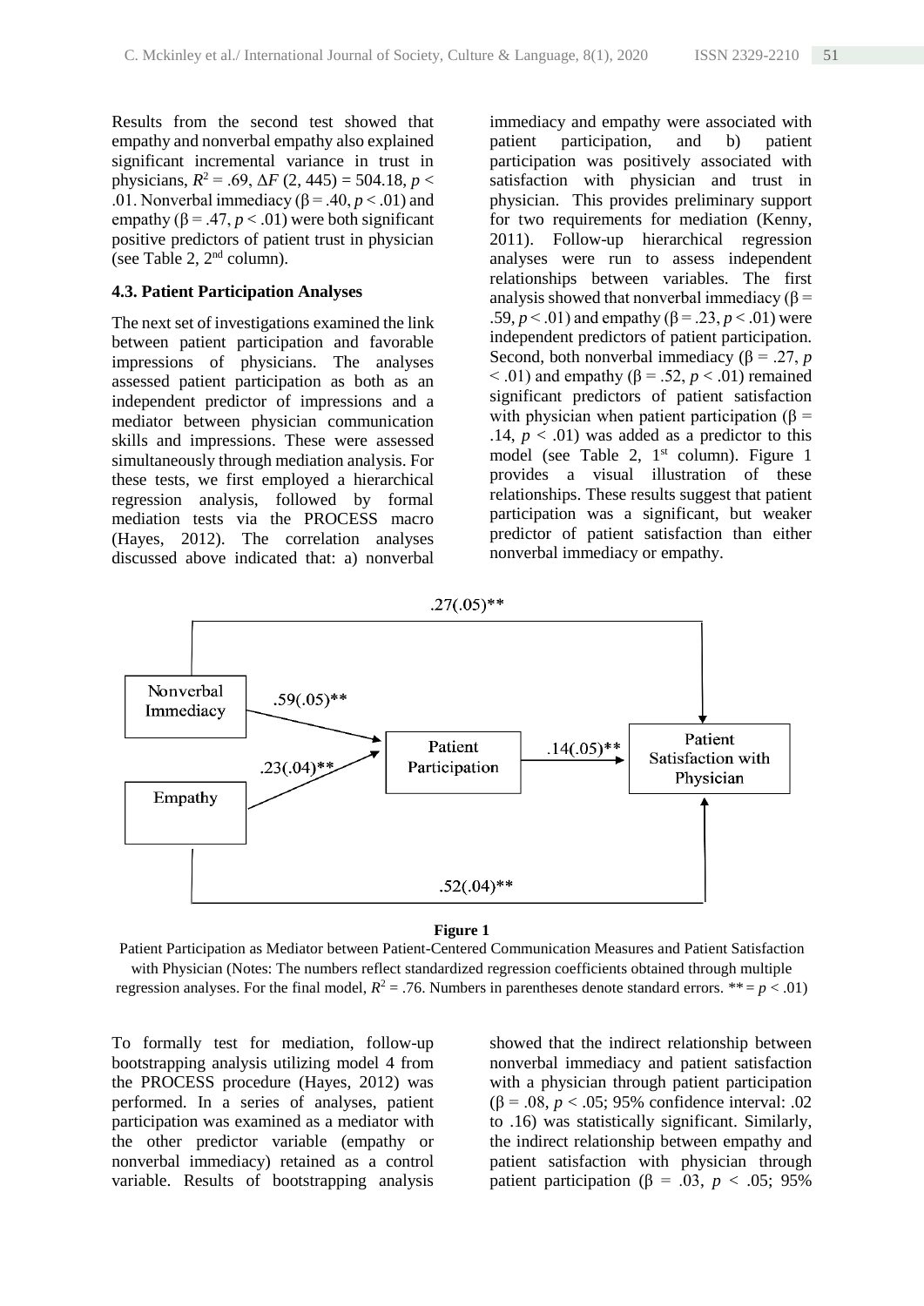Results from the second test showed that empathy and nonverbal empathy also explained significant incremental variance in trust in physicians, $R^2 = .69$, $\Delta F$ (2, 445) = 504.18, $p < .01$. Nonverbal immediacy ($\beta = .40$, $p < .01$) and empathy ($\beta = .47$, $p < .01$) were both significant positive predictors of patient trust in physician (see Table 2, 2nd column).

### 4.3. Patient Participation Analyses

The next set of investigations examined the link between patient participation and favorable impressions of physicians. The analyses assessed patient participation as both as an independent predictor of impressions and a mediator between physician communication skills and impressions. These were assessed simultaneously through mediation analysis. For these tests, we first employed a hierarchical regression analysis, followed by formal mediation tests via the PROCESS macro (Hayes, 2012). The correlation analyses discussed above indicated that: a) nonverbal immediacy and empathy were associated with patient participation, and b) patient participation was positively associated with satisfaction with physician and trust in physician. This provides preliminary support for two requirements for mediation (Kenny, 2011). Follow-up hierarchical regression analyses were run to assess independent relationships between variables. The first analysis showed that nonverbal immediacy ($\beta = .59$, $p < .01$) and empathy ($\beta = .23$, $p < .01$) were independent predictors of patient participation. Second, both nonverbal immediacy ($\beta = .27$, $p < .01$) and empathy ($\beta = .52$, $p < .01$) remained significant predictors of patient satisfaction with physician when patient participation ($\beta = .14$, $p < .01$) was added as a predictor to this model (see Table 2, 1st column). Figure 1 provides a visual illustration of these relationships. These results suggest that patient participation was a significant, but weaker predictor of patient satisfaction than either nonverbal immediacy or empathy.

**Figure 1**

Patient Participation as Mediator between Patient-Centered Communication Measures and Patient Satisfaction with Physician (Notes: The numbers reflect standardized regression coefficients obtained through multiple regression analyses. For the final model, $R^2 = .76$. Numbers in parentheses denote standard errors. ** = $p < .01$)

To formally test for mediation, follow-up bootstrapping analysis utilizing model 4 from the PROCESS procedure (Hayes, 2012) was performed. In a series of analyses, patient participation was examined as a mediator with the other predictor variable (empathy or nonverbal immediacy) retained as a control variable. Results of bootstrapping analysis showed that the indirect relationship between nonverbal immediacy and patient satisfaction with a physician through patient participation ($\beta = .08$, $p < .05$; 95% confidence interval: .02 to .16) was statistically significant. Similarly, the indirect relationship between empathy and patient satisfaction with physician through patient participation ($\beta = .03$, $p < .05$; 95%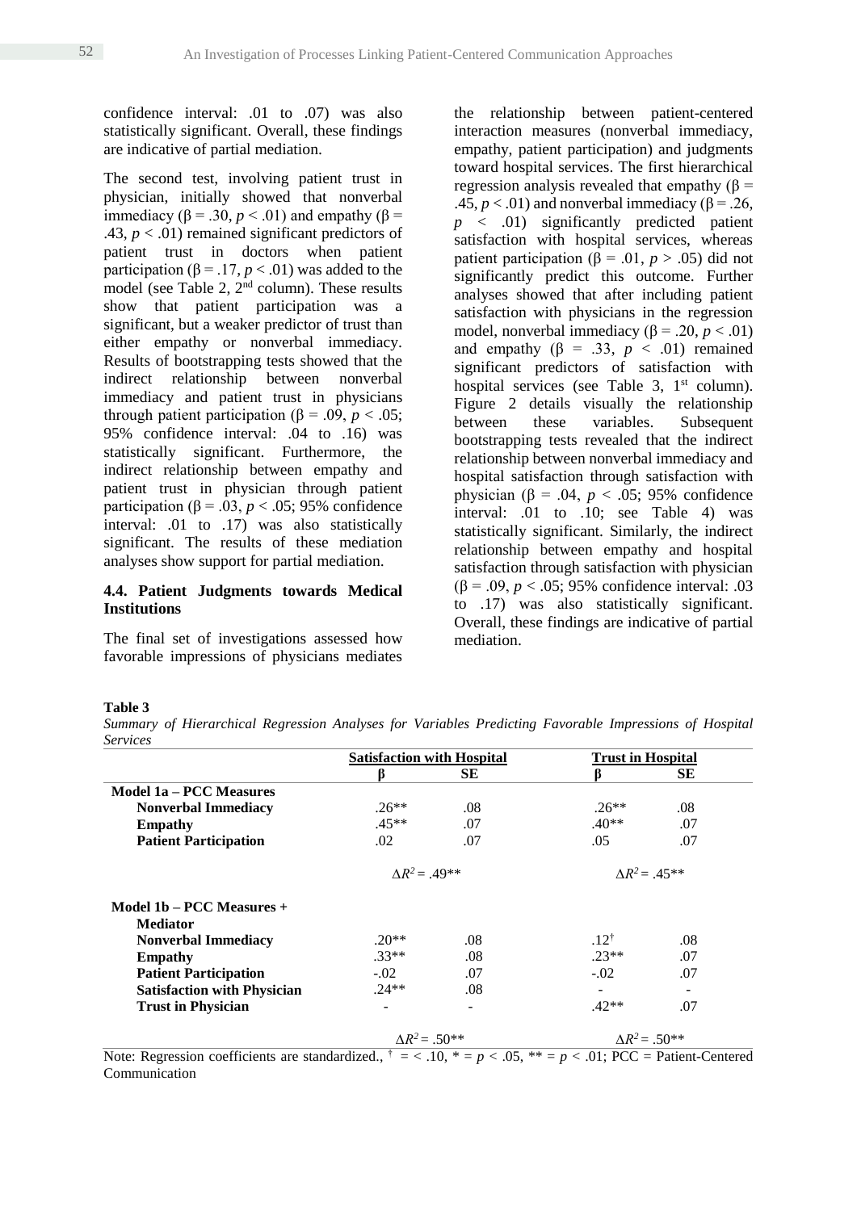confidence interval: .01 to .07) was also statistically significant. Overall, these findings are indicative of partial mediation.

The second test, involving patient trust in physician, initially showed that nonverbal immediacy (β = .30, $p < .01$) and empathy (β = .43, $p < .01$) remained significant predictors of patient trust in doctors when patient participation (β = .17, $p < .01$) was added to the model (see Table 2, 2nd column). These results show that patient participation was a significant, but a weaker predictor of trust than either empathy or nonverbal immediacy. Results of bootstrapping tests showed that the indirect relationship between nonverbal immediacy and patient trust in physicians through patient participation (β = .09, $p < .05$; 95% confidence interval: .04 to .16) was statistically significant. Furthermore, the indirect relationship between empathy and patient trust in physician through patient participation (β = .03, $p < .05$; 95% confidence interval: .01 to .17) was also statistically significant. The results of these mediation analyses show support for partial mediation.

### 4.4. Patient Judgments towards Medical Institutions

The final set of investigations assessed how favorable impressions of physicians mediates the relationship between patient-centered interaction measures (nonverbal immediacy, empathy, patient participation) and judgments toward hospital services. The first hierarchical regression analysis revealed that empathy (β = .45, $p < .01$) and nonverbal immediacy (β = .26, $p < .01$) significantly predicted patient satisfaction with hospital services, whereas patient participation (β = .01, $p > .05$) did not significantly predict this outcome. Further analyses showed that after including patient satisfaction with physicians in the regression model, nonverbal immediacy (β = .20, $p < .01$) and empathy (β = .33, $p < .01$) remained significant predictors of satisfaction with hospital services (see Table 3, 1st column). Figure 2 details visually the relationship between these variables. Subsequent bootstrapping tests revealed that the indirect relationship between nonverbal immediacy and hospital satisfaction through satisfaction with physician (β = .04, $p < .05$; 95% confidence interval: .01 to .10; see Table 4) was statistically significant. Similarly, the indirect relationship between empathy and hospital satisfaction through satisfaction with physician (β = .09, $p < .05$; 95% confidence interval: .03 to .17) was also statistically significant. Overall, these findings are indicative of partial mediation.

**Table 3**

*Summary of Hierarchical Regression Analyses for Variables Predicting Favorable Impressions of Hospital Services*

| | Satisfaction with Hospital | | Trust in Hospital | |
|---|---|---|---|---|
| | β | SE | β | SE |
| **Model 1a – PCC Measures** | | | | |
| **Nonverbal Immediacy** | .26** | .08 | .26** | .08 |
| **Empathy** | .45** | .07 | .40** | .07 |
| **Patient Participation** | .02 | .07 | .05 | .07 |
| | $\Delta R^2 = .49$** | | $\Delta R^2 = .45$** | |
| **Model 1b – PCC Measures + Mediator** | | | | |
| **Nonverbal Immediacy** | .20** | .08 | .12† | .08 |
| **Empathy** | .33** | .08 | .23** | .07 |
| **Patient Participation** | -.02 | .07 | -.02 | .07 |
| **Satisfaction with Physician** | .24** | .08 | - | - |
| **Trust in Physician** | - | - | .42** | .07 |
| | $\Delta R^2 = .50$** | | $\Delta R^2 = .50$** | |

Note: Regression coefficients are standardized., † = < .10, * = $p < .05$, ** = $p < .01$; PCC = Patient-Centered Communication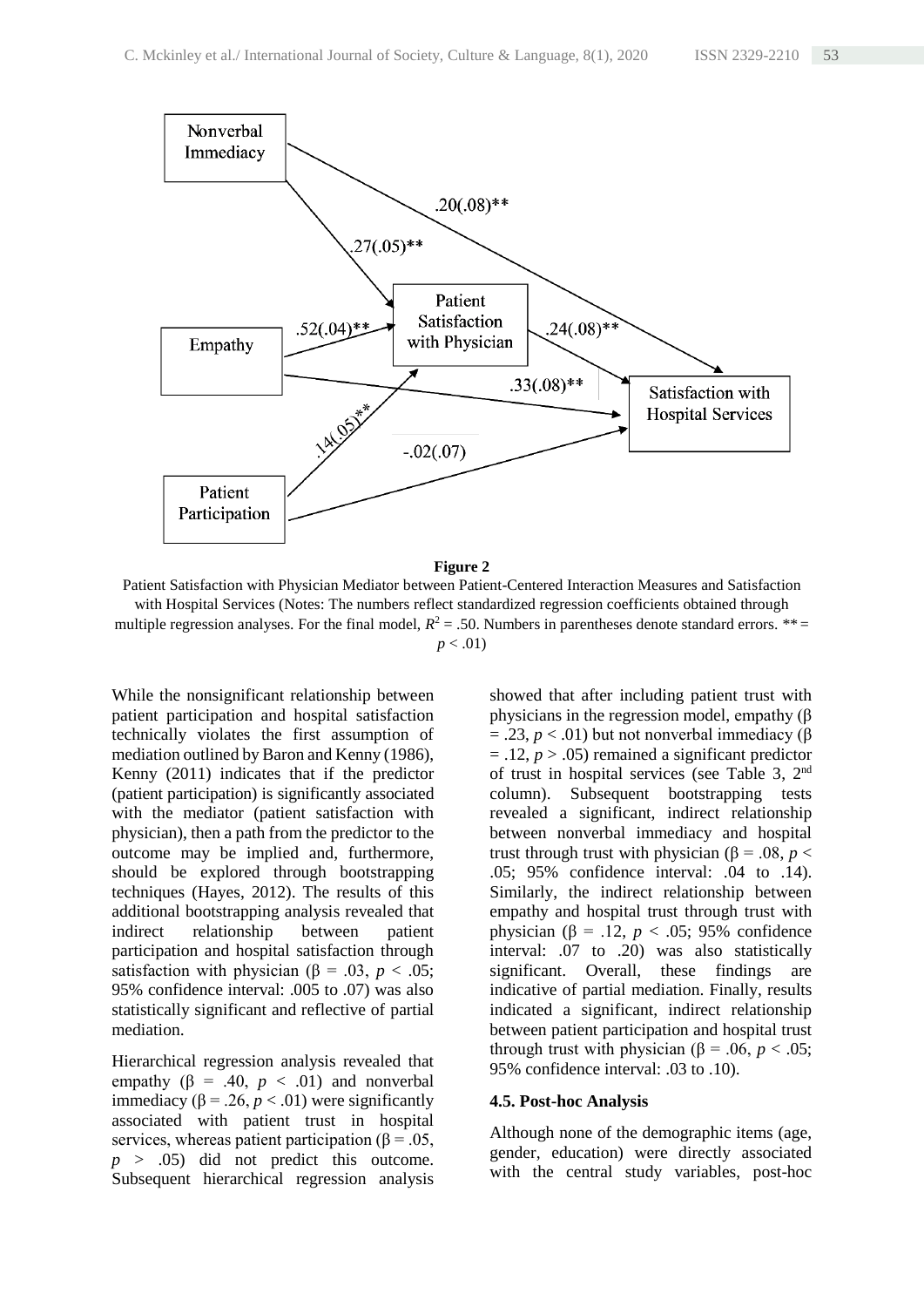**Figure 2**

Patient Satisfaction with Physician Mediator between Patient-Centered Interaction Measures and Satisfaction with Hospital Services (Notes: The numbers reflect standardized regression coefficients obtained through multiple regression analyses. For the final model, $R^2 = .50$. Numbers in parentheses denote standard errors. ** = $p < .01$)

While the nonsignificant relationship between patient participation and hospital satisfaction technically violates the first assumption of mediation outlined by Baron and Kenny (1986), Kenny (2011) indicates that if the predictor (patient participation) is significantly associated with the mediator (patient satisfaction with physician), then a path from the predictor to the outcome may be implied and, furthermore, should be explored through bootstrapping techniques (Hayes, 2012). The results of this additional bootstrapping analysis revealed that indirect relationship between patient participation and hospital satisfaction through satisfaction with physician ($\beta = .03$, $p < .05$; 95% confidence interval: .005 to .07) was also statistically significant and reflective of partial mediation.

Hierarchical regression analysis revealed that empathy ($\beta = .40$, $p < .01$) and nonverbal immediacy ($\beta = .26$, $p < .01$) were significantly associated with patient trust in hospital services, whereas patient participation ($\beta = .05$, $p > .05$) did not predict this outcome. Subsequent hierarchical regression analysis showed that after including patient trust with physicians in the regression model, empathy ($\beta = .23$, $p < .01$) but not nonverbal immediacy ($\beta = .12$, $p > .05$) remained a significant predictor of trust in hospital services (see Table 3, 2nd column). Subsequent bootstrapping tests revealed a significant, indirect relationship between nonverbal immediacy and hospital trust through trust with physician ($\beta = .08$, $p < .05$; 95% confidence interval: .04 to .14). Similarly, the indirect relationship between empathy and hospital trust through trust with physician ($\beta = .12$, $p < .05$; 95% confidence interval: .07 to .20) was also statistically significant. Overall, these findings are indicative of partial mediation. Finally, results indicated a significant, indirect relationship between patient participation and hospital trust through trust with physician ($\beta = .06$, $p < .05$; 95% confidence interval: .03 to .10).

### 4.5. Post-hoc Analysis

Although none of the demographic items (age, gender, education) were directly associated with the central study variables, post-hoc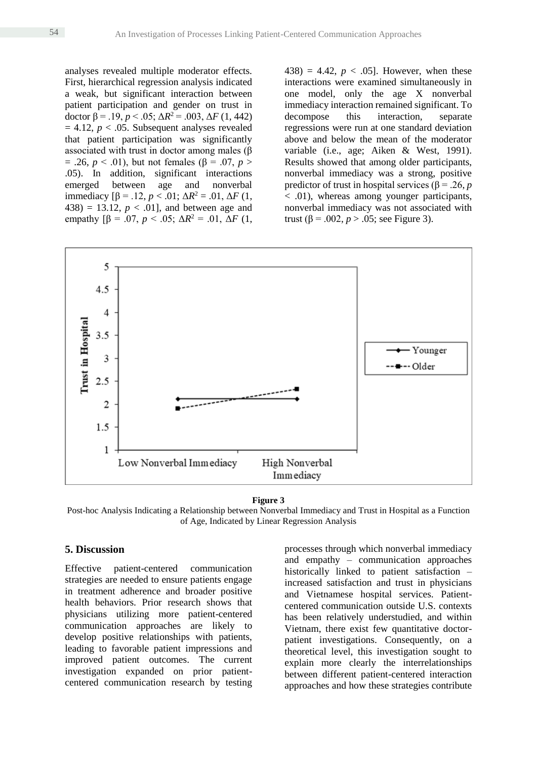analyses revealed multiple moderator effects. First, hierarchical regression analysis indicated a weak, but significant interaction between patient participation and gender on trust in doctor $\beta = .19$, $p < .05$; $\Delta R^2 = .003$, $\Delta F$ (1, 442) $= 4.12$, $p < .05$. Subsequent analyses revealed that patient participation was significantly associated with trust in doctor among males ($\beta = .26$, $p < .01$), but not females ($\beta = .07$, $p > .05$). In addition, significant interactions emerged between age and nonverbal immediacy [$\beta = .12$, $p < .01$; $\Delta R^2 = .01$, $\Delta F$ (1, 438) $= 13.12$, $p < .01$], and between age and empathy [$\beta = .07$, $p < .05$; $\Delta R^2 = .01$, $\Delta F$ (1, 438) $= 4.42$, $p < .05$]. However, when these interactions were examined simultaneously in one model, only the age X nonverbal immediacy interaction remained significant. To decompose this interaction, separate regressions were run at one standard deviation above and below the mean of the moderator variable (i.e., age; Aiken & West, 1991). Results showed that among older participants, nonverbal immediacy was a strong, positive predictor of trust in hospital services ($\beta = .26$, $p < .01$), whereas among younger participants, nonverbal immediacy was not associated with trust ($\beta = .002$, $p > .05$; see Figure 3).

**Figure 3**

Post-hoc Analysis Indicating a Relationship between Nonverbal Immediacy and Trust in Hospital as a Function of Age, Indicated by Linear Regression Analysis

## 5. Discussion

Effective patient-centered communication strategies are needed to ensure patients engage in treatment adherence and broader positive health behaviors. Prior research shows that physicians utilizing more patient-centered communication approaches are likely to develop positive relationships with patients, leading to favorable patient impressions and improved patient outcomes. The current investigation expanded on prior patient-centered communication research by testing processes through which nonverbal immediacy and empathy – communication approaches historically linked to patient satisfaction – increased satisfaction and trust in physicians and Vietnamese hospital services. Patient-centered communication outside U.S. contexts has been relatively understudied, and within Vietnam, there exist few quantitative doctor-patient investigations. Consequently, on a theoretical level, this investigation sought to explain more clearly the interrelationships between different patient-centered interaction approaches and how these strategies contribute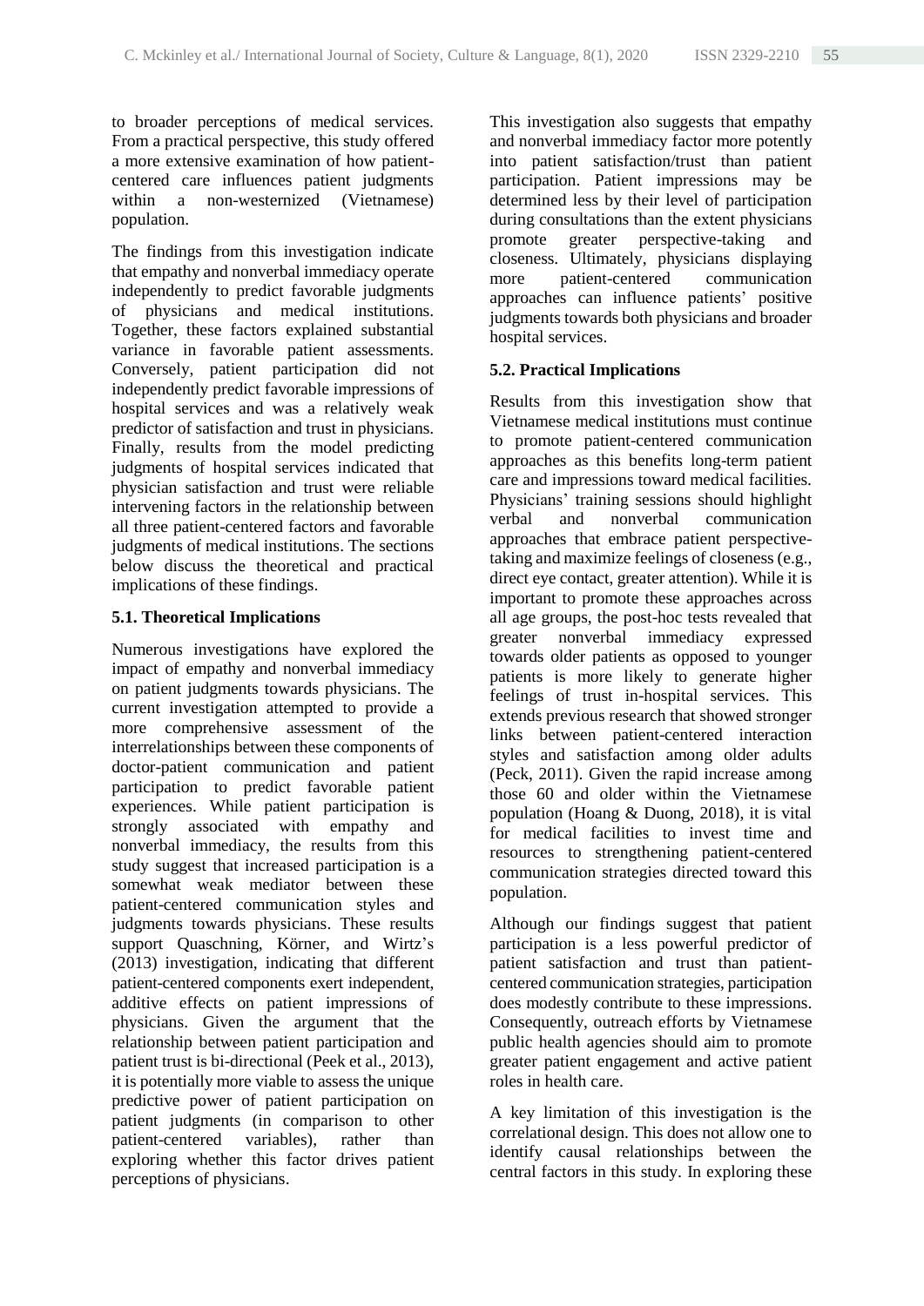to broader perceptions of medical services. From a practical perspective, this study offered a more extensive examination of how patient-centered care influences patient judgments within a non-westernized (Vietnamese) population.

The findings from this investigation indicate that empathy and nonverbal immediacy operate independently to predict favorable judgments of physicians and medical institutions. Together, these factors explained substantial variance in favorable patient assessments. Conversely, patient participation did not independently predict favorable impressions of hospital services and was a relatively weak predictor of satisfaction and trust in physicians. Finally, results from the model predicting judgments of hospital services indicated that physician satisfaction and trust were reliable intervening factors in the relationship between all three patient-centered factors and favorable judgments of medical institutions. The sections below discuss the theoretical and practical implications of these findings.

### 5.1. Theoretical Implications

Numerous investigations have explored the impact of empathy and nonverbal immediacy on patient judgments towards physicians. The current investigation attempted to provide a more comprehensive assessment of the interrelationships between these components of doctor-patient communication and patient participation to predict favorable patient experiences. While patient participation is strongly associated with empathy and nonverbal immediacy, the results from this study suggest that increased participation is a somewhat weak mediator between these patient-centered communication styles and judgments towards physicians. These results support Quaschning, Körner, and Wirtz's (2013) investigation, indicating that different patient-centered components exert independent, additive effects on patient impressions of physicians. Given the argument that the relationship between patient participation and patient trust is bi-directional (Peek et al., 2013), it is potentially more viable to assess the unique predictive power of patient participation on patient judgments (in comparison to other patient-centered variables), rather than exploring whether this factor drives patient perceptions of physicians.

This investigation also suggests that empathy and nonverbal immediacy factor more potently into patient satisfaction/trust than patient participation. Patient impressions may be determined less by their level of participation during consultations than the extent physicians promote greater perspective-taking and closeness. Ultimately, physicians displaying more patient-centered communication approaches can influence patients' positive judgments towards both physicians and broader hospital services.

### 5.2. Practical Implications

Results from this investigation show that Vietnamese medical institutions must continue to promote patient-centered communication approaches as this benefits long-term patient care and impressions toward medical facilities. Physicians' training sessions should highlight verbal and nonverbal communication approaches that embrace patient perspective-taking and maximize feelings of closeness (e.g., direct eye contact, greater attention). While it is important to promote these approaches across all age groups, the post-hoc tests revealed that greater nonverbal immediacy expressed towards older patients as opposed to younger patients is more likely to generate higher feelings of trust in-hospital services. This extends previous research that showed stronger links between patient-centered interaction styles and satisfaction among older adults (Peck, 2011). Given the rapid increase among those 60 and older within the Vietnamese population (Hoang & Duong, 2018), it is vital for medical facilities to invest time and resources to strengthening patient-centered communication strategies directed toward this population.

Although our findings suggest that patient participation is a less powerful predictor of patient satisfaction and trust than patient-centered communication strategies, participation does modestly contribute to these impressions. Consequently, outreach efforts by Vietnamese public health agencies should aim to promote greater patient engagement and active patient roles in health care.

A key limitation of this investigation is the correlational design. This does not allow one to identify causal relationships between the central factors in this study. In exploring these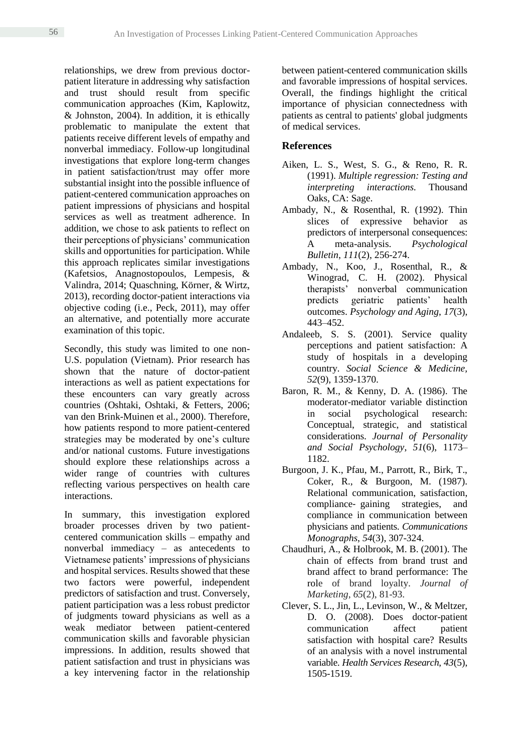relationships, we drew from previous doctor-patient literature in addressing why satisfaction and trust should result from specific communication approaches (Kim, Kaplowitz, & Johnston, 2004). In addition, it is ethically problematic to manipulate the extent that patients receive different levels of empathy and nonverbal immediacy. Follow-up longitudinal investigations that explore long-term changes in patient satisfaction/trust may offer more substantial insight into the possible influence of patient-centered communication approaches on patient impressions of physicians and hospital services as well as treatment adherence. In addition, we chose to ask patients to reflect on their perceptions of physicians' communication skills and opportunities for participation. While this approach replicates similar investigations (Kafetsios, Anagnostopoulos, Lempesis, & Valindra, 2014; Quaschning, Körner, & Wirtz, 2013), recording doctor-patient interactions via objective coding (i.e., Peck, 2011), may offer an alternative, and potentially more accurate examination of this topic.

Secondly, this study was limited to one non-U.S. population (Vietnam). Prior research has shown that the nature of doctor-patient interactions as well as patient expectations for these encounters can vary greatly across countries (Oshtaki, Oshtaki, & Fetters, 2006; van den Brink-Muinen et al., 2000). Therefore, how patients respond to more patient-centered strategies may be moderated by one's culture and/or national customs. Future investigations should explore these relationships across a wider range of countries with cultures reflecting various perspectives on health care interactions.

In summary, this investigation explored broader processes driven by two patient-centered communication skills – empathy and nonverbal immediacy – as antecedents to Vietnamese patients' impressions of physicians and hospital services. Results showed that these two factors were powerful, independent predictors of satisfaction and trust. Conversely, patient participation was a less robust predictor of judgments toward physicians as well as a weak mediator between patient-centered communication skills and favorable physician impressions. In addition, results showed that patient satisfaction and trust in physicians was a key intervening factor in the relationship between patient-centered communication skills and favorable impressions of hospital services. Overall, the findings highlight the critical importance of physician connectedness with patients as central to patients' global judgments of medical services.

## References

Aiken, L. S., West, S. G., & Reno, R. R. (1991). *Multiple regression: Testing and interpreting interactions.* Thousand Oaks, CA: Sage.

Ambady, N., & Rosenthal, R. (1992). Thin slices of expressive behavior as predictors of interpersonal consequences: A meta-analysis. *Psychological Bulletin*, *111*(2), 256-274.

Ambady, N., Koo, J., Rosenthal, R., & Winograd, C. H. (2002). Physical therapists' nonverbal communication predicts geriatric patients' health outcomes. *Psychology and Aging, 17*(3), 443–452.

Andaleeb, S. S. (2001). Service quality perceptions and patient satisfaction: A study of hospitals in a developing country. *Social Science & Medicine, 52*(9), 1359-1370.

Baron, R. M., & Kenny, D. A. (1986). The moderator-mediator variable distinction in social psychological research: Conceptual, strategic, and statistical considerations. *Journal of Personality and Social Psychology*, *51*(6), 1173–1182.

Burgoon, J. K., Pfau, M., Parrott, R., Birk, T., Coker, R., & Burgoon, M. (1987). Relational communication, satisfaction, compliance- gaining strategies, and compliance in communication between physicians and patients. *Communications Monographs*, *54*(3), 307-324.

Chaudhuri, A., & Holbrook, M. B. (2001). The chain of effects from brand trust and brand affect to brand performance: The role of brand loyalty. *Journal of Marketing*, *65*(2), 81-93.

Clever, S. L., Jin, L., Levinson, W., & Meltzer, D. O. (2008). Does doctor-patient communication affect patient satisfaction with hospital care? Results of an analysis with a novel instrumental variable. *Health Services Research*, *43*(5), 1505-1519.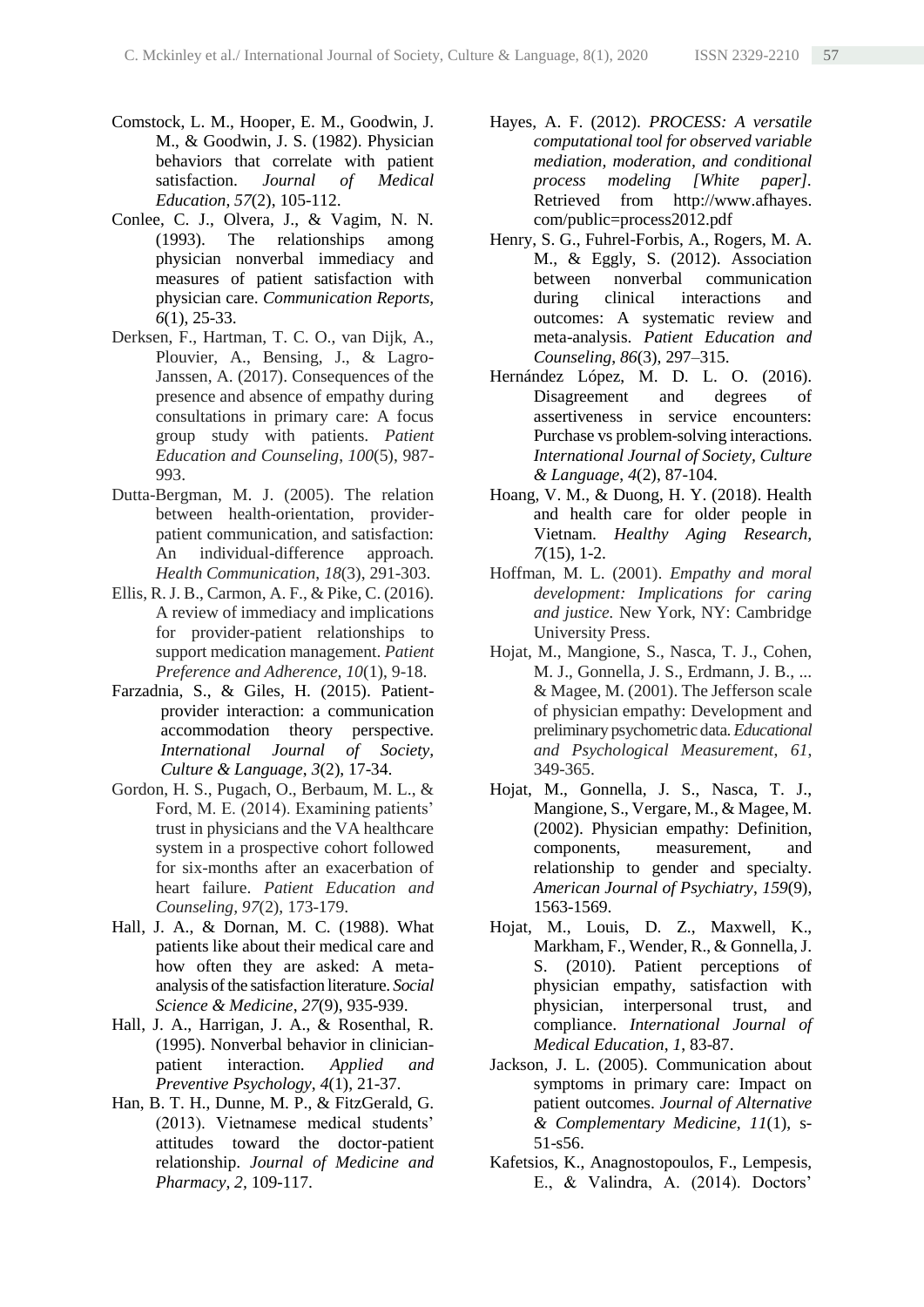Comstock, L. M., Hooper, E. M., Goodwin, J. M., & Goodwin, J. S. (1982). Physician behaviors that correlate with patient satisfaction. *Journal of Medical Education*, *57*(2), 105-112.

Conlee, C. J., Olvera, J., & Vagim, N. N. (1993). The relationships among physician nonverbal immediacy and measures of patient satisfaction with physician care. *Communication Reports*, *6*(1), 25-33.

Derksen, F., Hartman, T. C. O., van Dijk, A., Plouvier, A., Bensing, J., & Lagro-Janssen, A. (2017). Consequences of the presence and absence of empathy during consultations in primary care: A focus group study with patients. *Patient Education and Counseling*, *100*(5), 987-993.

Dutta-Bergman, M. J. (2005). The relation between health-orientation, provider-patient communication, and satisfaction: An individual-difference approach. *Health Communication*, *18*(3), 291-303.

Ellis, R. J. B., Carmon, A. F., & Pike, C. (2016). A review of immediacy and implications for provider-patient relationships to support medication management. *Patient Preference and Adherence*, *10*(1), 9-18.

Farzadnia, S., & Giles, H. (2015). Patient-provider interaction: a communication accommodation theory perspective. *International Journal of Society, Culture & Language*, *3*(2), 17-34.

Gordon, H. S., Pugach, O., Berbaum, M. L., & Ford, M. E. (2014). Examining patients' trust in physicians and the VA healthcare system in a prospective cohort followed for six-months after an exacerbation of heart failure. *Patient Education and Counseling*, *97*(2), 173-179.

Hall, J. A., & Dornan, M. C. (1988). What patients like about their medical care and how often they are asked: A meta-analysis of the satisfaction literature. *Social Science & Medicine*, *27*(9), 935-939.

Hall, J. A., Harrigan, J. A., & Rosenthal, R. (1995). Nonverbal behavior in clinician-patient interaction. *Applied and Preventive Psychology*, *4*(1), 21-37.

Han, B. T. H., Dunne, M. P., & FitzGerald, G. (2013). Vietnamese medical students' attitudes toward the doctor-patient relationship. *Journal of Medicine and Pharmacy, 2*, 109-117.

Hayes, A. F. (2012). *PROCESS: A versatile computational tool for observed variable mediation, moderation, and conditional process modeling [White paper]*. Retrieved from http://www.afhayes.com/public=process2012.pdf

Henry, S. G., Fuhrel-Forbis, A., Rogers, M. A. M., & Eggly, S. (2012). Association between nonverbal communication during clinical interactions and outcomes: A systematic review and meta-analysis. *Patient Education and Counseling*, *86*(3), 297–315.

Hernández López, M. D. L. O. (2016). Disagreement and degrees of assertiveness in service encounters: Purchase vs problem-solving interactions. *International Journal of Society, Culture & Language*, *4*(2), 87-104.

Hoang, V. M., & Duong, H. Y. (2018). Health and health care for older people in Vietnam. *Healthy Aging Research, 7*(15), 1-2.

Hoffman, M. L. (2001). *Empathy and moral development: Implications for caring and justice.* New York, NY: Cambridge University Press.

Hojat, M., Mangione, S., Nasca, T. J., Cohen, M. J., Gonnella, J. S., Erdmann, J. B., ... & Magee, M. (2001). The Jefferson scale of physician empathy: Development and preliminary psychometric data. *Educational and Psychological Measurement*, *61*, 349-365.

Hojat, M., Gonnella, J. S., Nasca, T. J., Mangione, S., Vergare, M., & Magee, M. (2002). Physician empathy: Definition, components, measurement, and relationship to gender and specialty. *American Journal of Psychiatry*, *159*(9), 1563-1569.

Hojat, M., Louis, D. Z., Maxwell, K., Markham, F., Wender, R., & Gonnella, J. S. (2010). Patient perceptions of physician empathy, satisfaction with physician, interpersonal trust, and compliance. *International Journal of Medical Education*, *1*, 83-87.

Jackson, J. L. (2005). Communication about symptoms in primary care: Impact on patient outcomes. *Journal of Alternative & Complementary Medicine, 11*(1), s-51-s56.

Kafetsios, K., Anagnostopoulos, F., Lempesis, E., & Valindra, A. (2014). Doctors'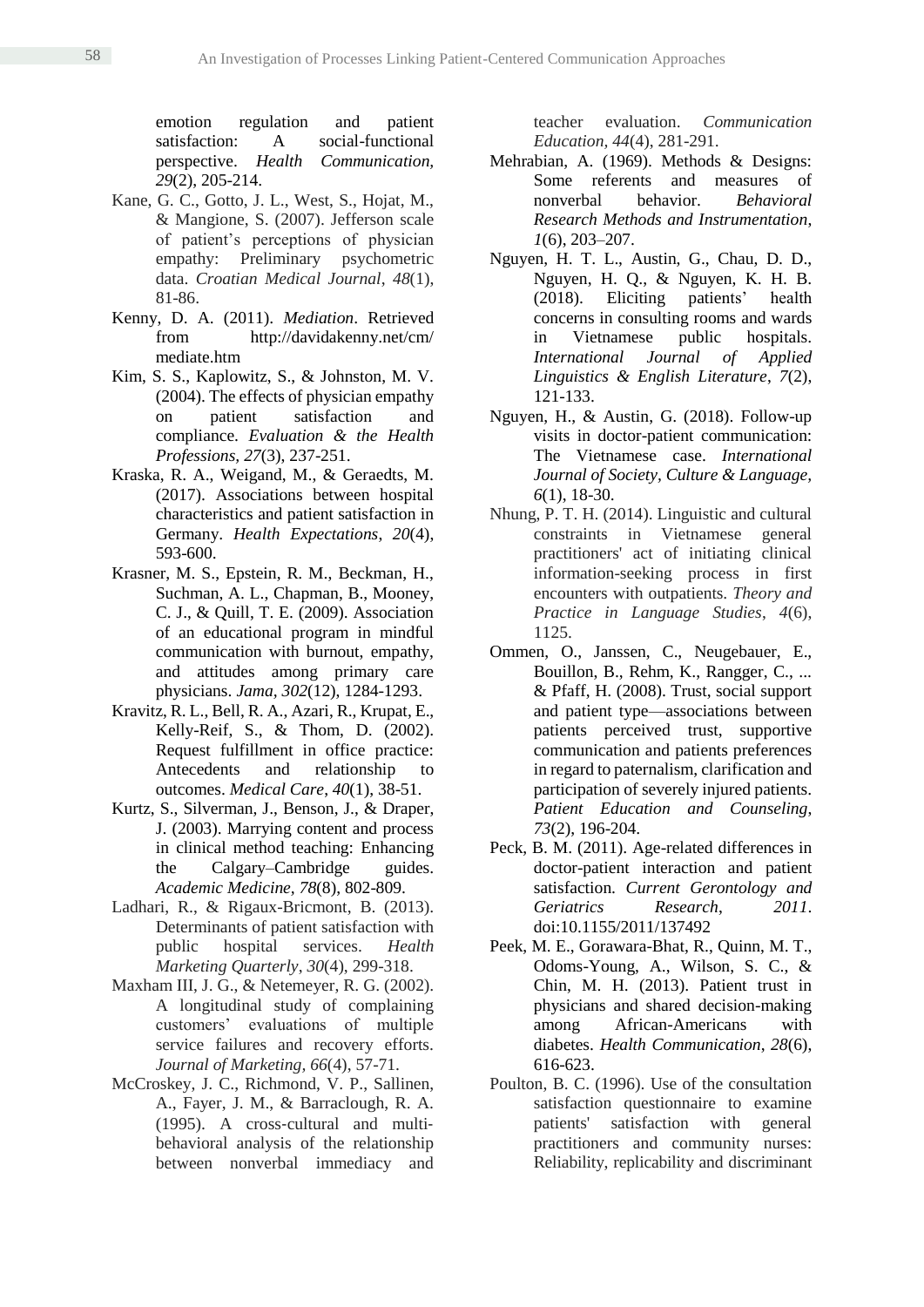emotion regulation and patient satisfaction: A social-functional perspective. *Health Communication*, *29*(2), 205-214.

Kane, G. C., Gotto, J. L., West, S., Hojat, M., & Mangione, S. (2007). Jefferson scale of patient's perceptions of physician empathy: Preliminary psychometric data. *Croatian Medical Journal*, *48*(1), 81-86.

Kenny, D. A. (2011). *Mediation*. Retrieved from http://davidakenny.net/cm/mediate.htm

Kim, S. S., Kaplowitz, S., & Johnston, M. V. (2004). The effects of physician empathy on patient satisfaction and compliance. *Evaluation & the Health Professions*, *27*(3), 237-251.

Kraska, R. A., Weigand, M., & Geraedts, M. (2017). Associations between hospital characteristics and patient satisfaction in Germany. *Health Expectations*, *20*(4), 593-600.

Krasner, M. S., Epstein, R. M., Beckman, H., Suchman, A. L., Chapman, B., Mooney, C. J., & Quill, T. E. (2009). Association of an educational program in mindful communication with burnout, empathy, and attitudes among primary care physicians. *Jama*, *302*(12), 1284-1293.

Kravitz, R. L., Bell, R. A., Azari, R., Krupat, E., Kelly-Reif, S., & Thom, D. (2002). Request fulfillment in office practice: Antecedents and relationship to outcomes. *Medical Care*, *40*(1), 38-51.

Kurtz, S., Silverman, J., Benson, J., & Draper, J. (2003). Marrying content and process in clinical method teaching: Enhancing the Calgary–Cambridge guides. *Academic Medicine*, *78*(8), 802-809.

Ladhari, R., & Rigaux-Bricmont, B. (2013). Determinants of patient satisfaction with public hospital services. *Health Marketing Quarterly*, *30*(4), 299-318.

Maxham III, J. G., & Netemeyer, R. G. (2002). A longitudinal study of complaining customers' evaluations of multiple service failures and recovery efforts. *Journal of Marketing*, *66*(4), 57-71.

McCroskey, J. C., Richmond, V. P., Sallinen, A., Fayer, J. M., & Barraclough, R. A. (1995). A cross-cultural and multi-behavioral analysis of the relationship between nonverbal immediacy and teacher evaluation. *Communication Education*, *44*(4), 281-291.

Mehrabian, A. (1969). Methods & Designs: Some referents and measures of nonverbal behavior. *Behavioral Research Methods and Instrumentation*, *1*(6), 203–207.

Nguyen, H. T. L., Austin, G., Chau, D. D., Nguyen, H. Q., & Nguyen, K. H. B. (2018). Eliciting patients' health concerns in consulting rooms and wards in Vietnamese public hospitals. *International Journal of Applied Linguistics & English Literature*, *7*(2), 121-133.

Nguyen, H., & Austin, G. (2018). Follow-up visits in doctor-patient communication: The Vietnamese case. *International Journal of Society, Culture & Language*, *6*(1), 18-30.

Nhung, P. T. H. (2014). Linguistic and cultural constraints in Vietnamese general practitioners' act of initiating clinical information-seeking process in first encounters with outpatients. *Theory and Practice in Language Studies*, *4*(6), 1125.

Ommen, O., Janssen, C., Neugebauer, E., Bouillon, B., Rehm, K., Rangger, C., ... & Pfaff, H. (2008). Trust, social support and patient type—associations between patients perceived trust, supportive communication and patients preferences in regard to paternalism, clarification and participation of severely injured patients. *Patient Education and Counseling*, *73*(2), 196-204.

Peck, B. M. (2011). Age-related differences in doctor-patient interaction and patient satisfaction. *Current Gerontology and Geriatrics Research*, *2011*. doi:10.1155/2011/137492

Peek, M. E., Gorawara-Bhat, R., Quinn, M. T., Odoms-Young, A., Wilson, S. C., & Chin, M. H. (2013). Patient trust in physicians and shared decision-making among African-Americans with diabetes. *Health Communication*, *28*(6), 616-623.

Poulton, B. C. (1996). Use of the consultation satisfaction questionnaire to examine patients' satisfaction with general practitioners and community nurses: Reliability, replicability and discriminant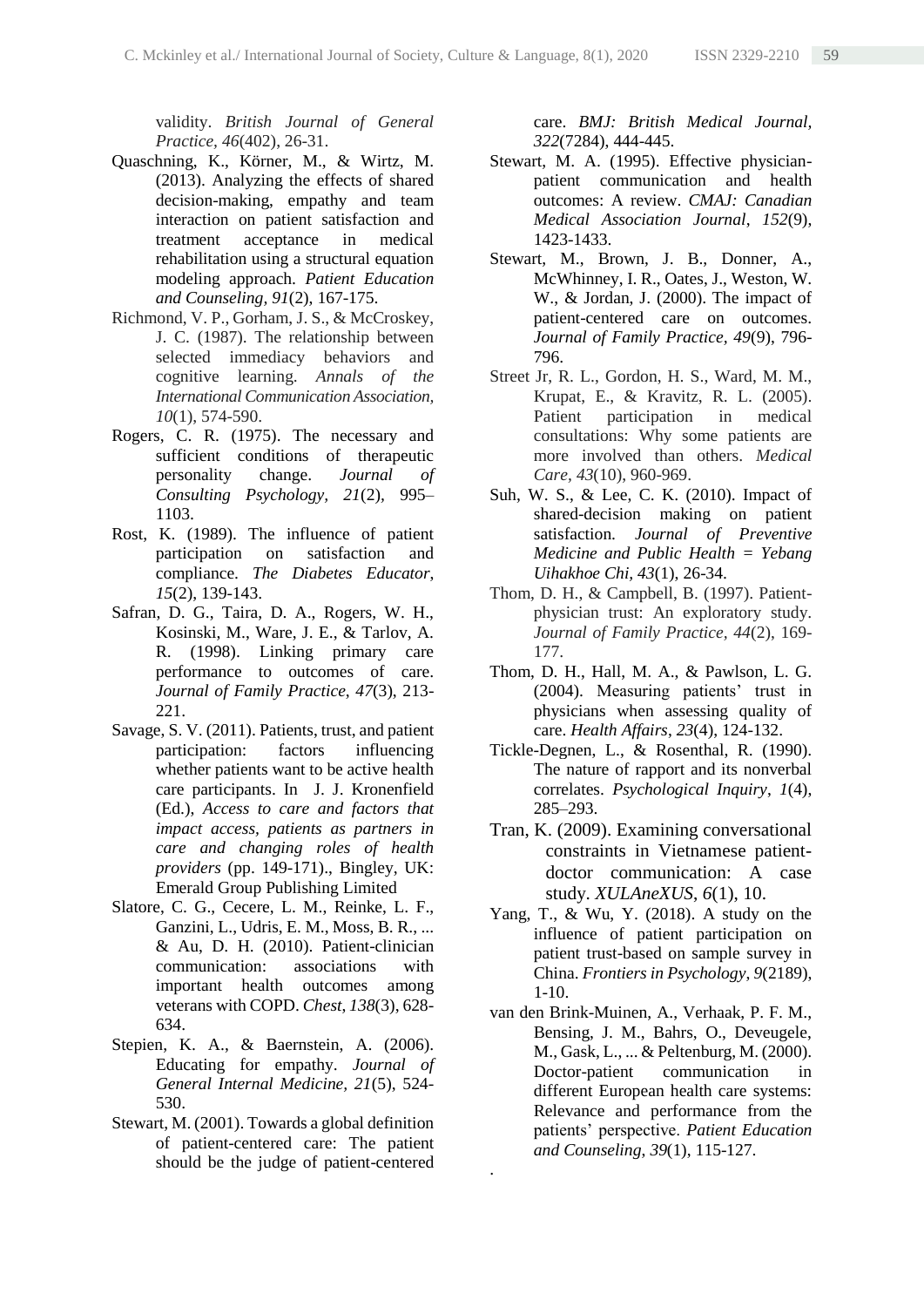validity. *British Journal of General Practice, 46*(402), 26-31.

Quaschning, K., Körner, M., & Wirtz, M. (2013). Analyzing the effects of shared decision-making, empathy and team interaction on patient satisfaction and treatment acceptance in medical rehabilitation using a structural equation modeling approach. *Patient Education and Counseling, 91*(2), 167-175.

Richmond, V. P., Gorham, J. S., & McCroskey, J. C. (1987). The relationship between selected immediacy behaviors and cognitive learning. *Annals of the International Communication Association, 10*(1), 574-590.

Rogers, C. R. (1975). The necessary and sufficient conditions of therapeutic personality change. *Journal of Consulting Psychology, 21*(2), 995–1103.

Rost, K. (1989). The influence of patient participation on satisfaction and compliance. *The Diabetes Educator*, *15*(2), 139-143.

Safran, D. G., Taira, D. A., Rogers, W. H., Kosinski, M., Ware, J. E., & Tarlov, A. R. (1998). Linking primary care performance to outcomes of care. *Journal of Family Practice, 47*(3), 213-221.

Savage, S. V. (2011). Patients, trust, and patient participation: factors influencing whether patients want to be active health care participants. In J. J. Kronenfield (Ed.), *Access to care and factors that impact access, patients as partners in care and changing roles of health providers* (pp. 149-171)., Bingley, UK: Emerald Group Publishing Limited

Slatore, C. G., Cecere, L. M., Reinke, L. F., Ganzini, L., Udris, E. M., Moss, B. R., ... & Au, D. H. (2010). Patient-clinician communication: associations with important health outcomes among veterans with COPD. *Chest*, *138*(3), 628-634.

Stepien, K. A., & Baernstein, A. (2006). Educating for empathy. *Journal of General Internal Medicine, 21*(5), 524-530.

Stewart, M. (2001). Towards a global definition of patient-centered care: The patient should be the judge of patient-centered care. *BMJ: British Medical Journal, 322*(7284), 444-445.

Stewart, M. A. (1995). Effective physician-patient communication and health outcomes: A review. *CMAJ: Canadian Medical Association Journal*, *152*(9), 1423-1433.

Stewart, M., Brown, J. B., Donner, A., McWhinney, I. R., Oates, J., Weston, W. W., & Jordan, J. (2000). The impact of patient-centered care on outcomes. *Journal of Family Practice, 49*(9), 796-796.

Street Jr, R. L., Gordon, H. S., Ward, M. M., Krupat, E., & Kravitz, R. L. (2005). Patient participation in medical consultations: Why some patients are more involved than others. *Medical Care, 43*(10), 960-969.

Suh, W. S., & Lee, C. K. (2010). Impact of shared-decision making on patient satisfaction. *Journal of Preventive Medicine and Public Health = Yebang Uihakhoe Chi, 43*(1), 26-34.

Thom, D. H., & Campbell, B. (1997). Patient-physician trust: An exploratory study. *Journal of Family Practice, 44*(2), 169-177.

Thom, D. H., Hall, M. A., & Pawlson, L. G. (2004). Measuring patients' trust in physicians when assessing quality of care. *Health Affairs*, *23*(4), 124-132.

Tickle-Degnen, L., & Rosenthal, R. (1990). The nature of rapport and its nonverbal correlates. *Psychological Inquiry, 1*(4), 285–293.

Tran, K. (2009). Examining conversational constraints in Vietnamese patient-doctor communication: A case study. *XULAneXUS, 6*(1), 10.

Yang, T., & Wu, Y. (2018). A study on the influence of patient participation on patient trust-based on sample survey in China. *Frontiers in Psychology*, *9*(2189), 1-10.

van den Brink-Muinen, A., Verhaak, P. F. M., Bensing, J. M., Bahrs, O., Deveugele, M., Gask, L., ... & Peltenburg, M. (2000). Doctor-patient communication in different European health care systems: Relevance and performance from the patients' perspective. *Patient Education and Counseling*, *39*(1), 115-127.